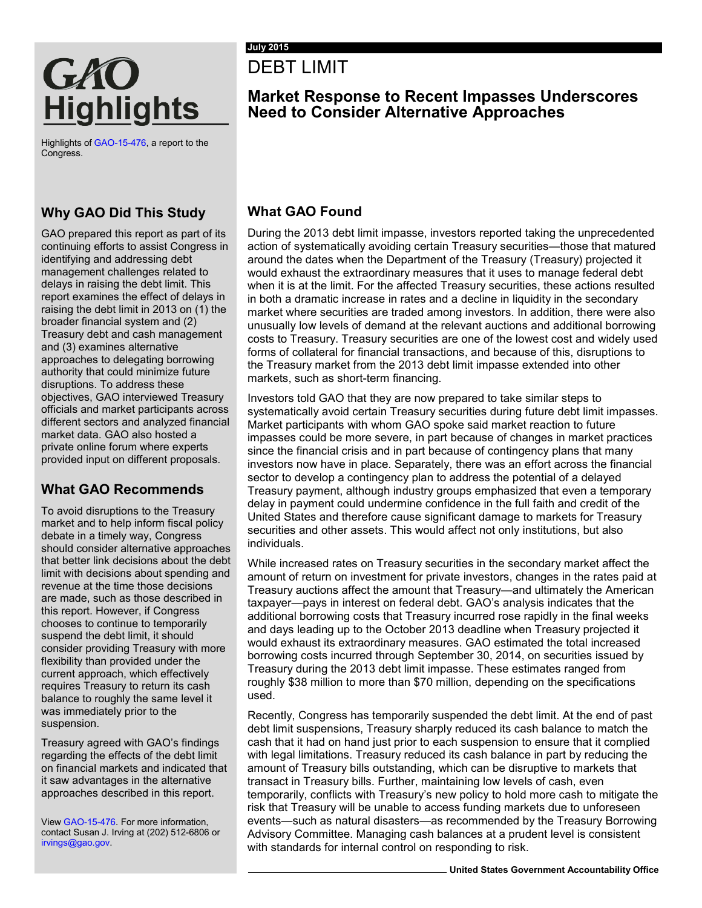# GAO Highlights

Highlights of GAO-15-476, a report to the Congress.

July 2015

# DEBT LIMIT

## Market Response to Recent Impasses Underscores Need to Consider Alternative Approaches

### Why GAO Did This Study

GAO prepared this report as part of its continuing efforts to assist Congress in identifying and addressing debt management challenges related to delays in raising the debt limit. This report examines the effect of delays in raising the debt limit in 2013 on (1) the broader financial system and (2) Treasury debt and cash management and (3) examines alternative approaches to delegating borrowing authority that could minimize future disruptions. To address these objectives, GAO interviewed Treasury officials and market participants across different sectors and analyzed financial market data. GAO also hosted a private online forum where experts provided input on different proposals.

### What GAO Recommends

To avoid disruptions to the Treasury market and to help inform fiscal policy debate in a timely way, Congress should consider alternative approaches that better link decisions about the debt limit with decisions about spending and revenue at the time those decisions are made, such as those described in this report. However, if Congress chooses to continue to temporarily suspend the debt limit, it should consider providing Treasury with more flexibility than provided under the current approach, which effectively requires Treasury to return its cash balance to roughly the same level it was immediately prior to the suspension.

Treasury agreed with GAO's findings regarding the effects of the debt limit on financial markets and indicated that it saw advantages in the alternative approaches described in this report.

View GAO-15-476. For more information, contact Susan J. Irving at (202) 512-6806 or irvings@gao.gov.

### What GAO Found

During the 2013 debt limit impasse, investors reported taking the unprecedented action of systematically avoiding certain Treasury securities—those that matured around the dates when the Department of the Treasury (Treasury) projected it would exhaust the extraordinary measures that it uses to manage federal debt when it is at the limit. For the affected Treasury securities, these actions resulted in both a dramatic increase in rates and a decline in liquidity in the secondary market where securities are traded among investors. In addition, there were also unusually low levels of demand at the relevant auctions and additional borrowing costs to Treasury. Treasury securities are one of the lowest cost and widely used forms of collateral for financial transactions, and because of this, disruptions to the Treasury market from the 2013 debt limit impasse extended into other markets, such as short-term financing.

Investors told GAO that they are now prepared to take similar steps to systematically avoid certain Treasury securities during future debt limit impasses. Market participants with whom GAO spoke said market reaction to future impasses could be more severe, in part because of changes in market practices since the financial crisis and in part because of contingency plans that many investors now have in place. Separately, there was an effort across the financial sector to develop a contingency plan to address the potential of a delayed Treasury payment, although industry groups emphasized that even a temporary delay in payment could undermine confidence in the full faith and credit of the United States and therefore cause significant damage to markets for Treasury securities and other assets. This would affect not only institutions, but also individuals.

While increased rates on Treasury securities in the secondary market affect the amount of return on investment for private investors, changes in the rates paid at Treasury auctions affect the amount that Treasury—and ultimately the American taxpayer—pays in interest on federal debt. GAO's analysis indicates that the additional borrowing costs that Treasury incurred rose rapidly in the final weeks and days leading up to the October 2013 deadline when Treasury projected it would exhaust its extraordinary measures. GAO estimated the total increased borrowing costs incurred through September 30, 2014, on securities issued by Treasury during the 2013 debt limit impasse. These estimates ranged from roughly \$38 million to more than \$70 million, depending on the specifications used.

Recently, Congress has temporarily suspended the debt limit. At the end of past debt limit suspensions, Treasury sharply reduced its cash balance to match the cash that it had on hand just prior to each suspension to ensure that it complied with legal limitations. Treasury reduced its cash balance in part by reducing the amount of Treasury bills outstanding, which can be disruptive to markets that transact in Treasury bills. Further, maintaining low levels of cash, even temporarily, conflicts with Treasury's new policy to hold more cash to mitigate the risk that Treasury will be unable to access funding markets due to unforeseen events—such as natural disasters—as recommended by the Treasury Borrowing Advisory Committee. Managing cash balances at a prudent level is consistent with standards for internal control on responding to risk.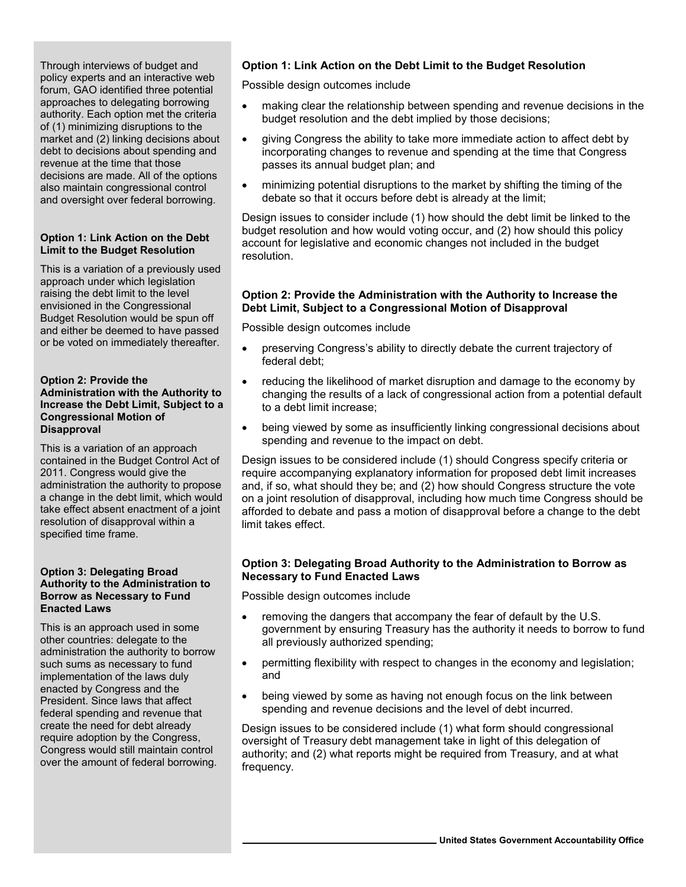Through interviews of budget and policy experts and an interactive web forum, GAO identified three potential approaches to delegating borrowing authority. Each option met the criteria of (1) minimizing disruptions to the market and (2) linking decisions about debt to decisions about spending and revenue at the time that those decisions are made. All of the options also maintain congressional control and oversight over federal borrowing.

**Option 1: Link Action on the Debt Limit to the Budget Resolution**

This is a variation of a previously used approach under which legislation raising the debt limit to the level envisioned in the Congressional Budget Resolution would be spun off and either be deemed to have passed or be voted on immediately thereafter.

**Option 2: Provide the Administration with the Authority to Increase the Debt Limit, Subject to a Congressional Motion of Disapproval**

This is a variation of an approach contained in the Budget Control Act of 2011. Congress would give the administration the authority to propose a change in the debt limit, which would take effect absent enactment of a joint resolution of disapproval within a specified time frame.

**Option 3: Delegating Broad Authority to the Administration to Borrow as Necessary to Fund Enacted Laws**

This is an approach used in some other countries: delegate to the administration the authority to borrow such sums as necessary to fund implementation of the laws duly enacted by Congress and the President. Since laws that affect federal spending and revenue that create the need for debt already require adoption by the Congress, Congress would still maintain control over the amount of federal borrowing.

### Option 1: Link Action on the Debt Limit to the Budget Resolution

Possible design outcomes include

- making clear the relationship between spending and revenue decisions in the budget resolution and the debt implied by those decisions;
- giving Congress the ability to take more immediate action to affect debt by incorporating changes to revenue and spending at the time that Congress passes its annual budget plan; and
- minimizing potential disruptions to the market by shifting the timing of the debate so that it occurs before debt is already at the limit;

Design issues to consider include (1) how should the debt limit be linked to the budget resolution and how would voting occur, and (2) how should this policy account for legislative and economic changes not included in the budget resolution.

### Option 2: Provide the Administration with the Authority to Increase the Debt Limit, Subject to a Congressional Motion of Disapproval

Possible design outcomes include

- preserving Congress's ability to directly debate the current trajectory of federal debt;
- reducing the likelihood of market disruption and damage to the economy by changing the results of a lack of congressional action from a potential default to a debt limit increase;
- being viewed by some as insufficiently linking congressional decisions about spending and revenue to the impact on debt.

Design issues to be considered include (1) should Congress specify criteria or require accompanying explanatory information for proposed debt limit increases and, if so, what should they be; and (2) how should Congress structure the vote on a joint resolution of disapproval, including how much time Congress should be afforded to debate and pass a motion of disapproval before a change to the debt limit takes effect.

### Option 3: Delegating Broad Authority to the Administration to Borrow as Necessary to Fund Enacted Laws

Possible design outcomes include

- removing the dangers that accompany the fear of default by the U.S. government by ensuring Treasury has the authority it needs to borrow to fund all previously authorized spending;
- permitting flexibility with respect to changes in the economy and legislation; and
- being viewed by some as having not enough focus on the link between spending and revenue decisions and the level of debt incurred.

Design issues to be considered include (1) what form should congressional oversight of Treasury debt management take in light of this delegation of authority; and (2) what reports might be required from Treasury, and at what frequency.